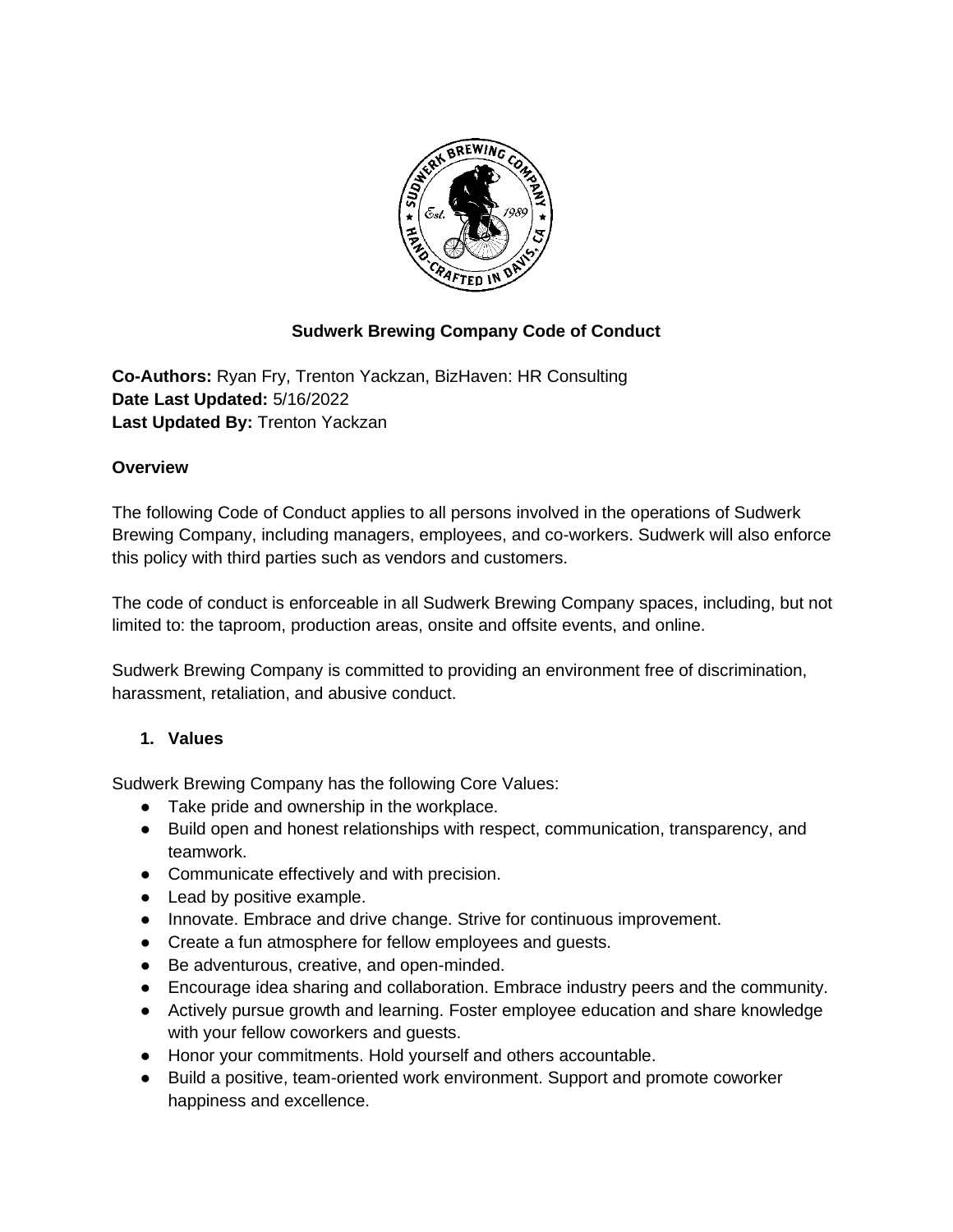# Sudwerk Brewing Company Code of Conduct

**Co-Authors:** Ryan Fry, Trenton Yackzan, BizHaven: HR Consulting
**Date Last Updated:** 5/16/2022
**Last Updated By:** Trenton Yackzan

**Overview**

The following Code of Conduct applies to all persons involved in the operations of Sudwerk Brewing Company, including managers, employees, and co-workers. Sudwerk will also enforce this policy with third parties such as vendors and customers.

The code of conduct is enforceable in all Sudwerk Brewing Company spaces, including, but not limited to: the taproom, production areas, onsite and offsite events, and online.

Sudwerk Brewing Company is committed to providing an environment free of discrimination, harassment, retaliation, and abusive conduct.

## 1. Values

Sudwerk Brewing Company has the following Core Values:

- Take pride and ownership in the workplace.
- Build open and honest relationships with respect, communication, transparency, and teamwork.
- Communicate effectively and with precision.
- Lead by positive example.
- Innovate. Embrace and drive change. Strive for continuous improvement.
- Create a fun atmosphere for fellow employees and guests.
- Be adventurous, creative, and open-minded.
- Encourage idea sharing and collaboration. Embrace industry peers and the community.
- Actively pursue growth and learning. Foster employee education and share knowledge with your fellow coworkers and guests.
- Honor your commitments. Hold yourself and others accountable.
- Build a positive, team-oriented work environment. Support and promote coworker happiness and excellence.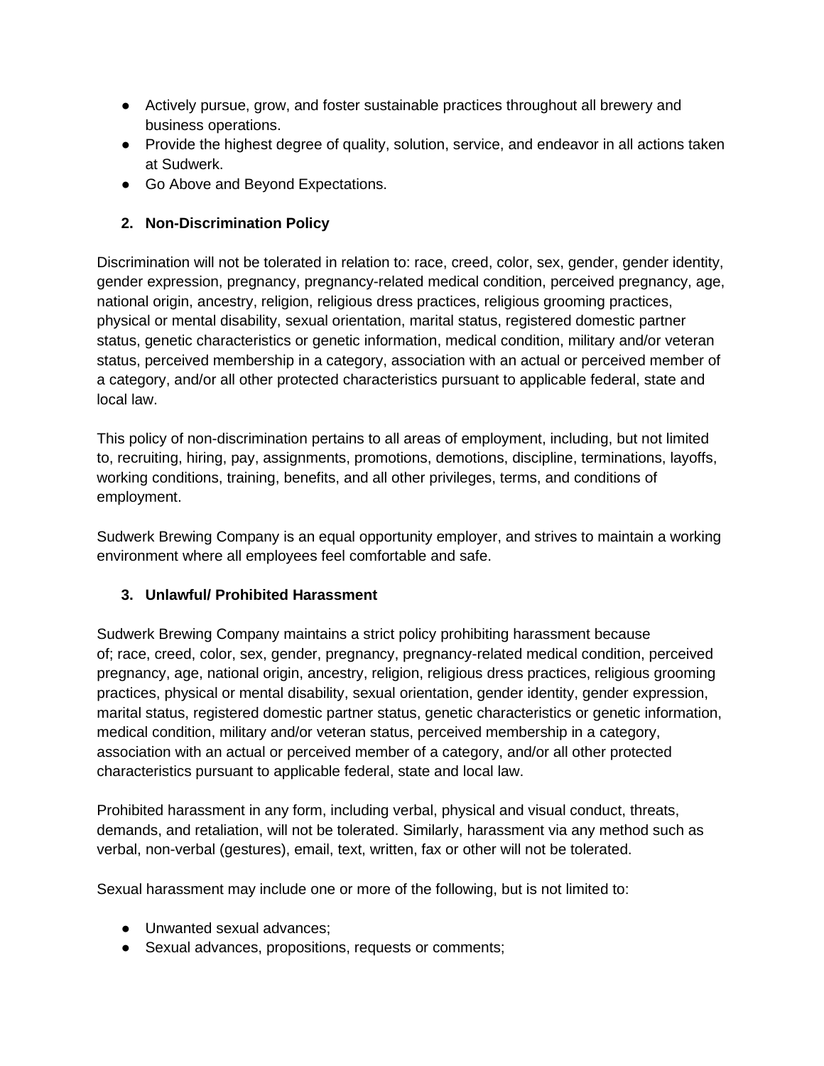- Actively pursue, grow, and foster sustainable practices throughout all brewery and business operations.
- Provide the highest degree of quality, solution, service, and endeavor in all actions taken at Sudwerk.
- Go Above and Beyond Expectations.

## 2. Non-Discrimination Policy

Discrimination will not be tolerated in relation to: race, creed, color, sex, gender, gender identity, gender expression, pregnancy, pregnancy-related medical condition, perceived pregnancy, age, national origin, ancestry, religion, religious dress practices, religious grooming practices, physical or mental disability, sexual orientation, marital status, registered domestic partner status, genetic characteristics or genetic information, medical condition, military and/or veteran status, perceived membership in a category, association with an actual or perceived member of a category, and/or all other protected characteristics pursuant to applicable federal, state and local law.

This policy of non-discrimination pertains to all areas of employment, including, but not limited to, recruiting, hiring, pay, assignments, promotions, demotions, discipline, terminations, layoffs, working conditions, training, benefits, and all other privileges, terms, and conditions of employment.

Sudwerk Brewing Company is an equal opportunity employer, and strives to maintain a working environment where all employees feel comfortable and safe.

## 3. Unlawful/ Prohibited Harassment

Sudwerk Brewing Company maintains a strict policy prohibiting harassment because of; race, creed, color, sex, gender, pregnancy, pregnancy-related medical condition, perceived pregnancy, age, national origin, ancestry, religion, religious dress practices, religious grooming practices, physical or mental disability, sexual orientation, gender identity, gender expression, marital status, registered domestic partner status, genetic characteristics or genetic information, medical condition, military and/or veteran status, perceived membership in a category, association with an actual or perceived member of a category, and/or all other protected characteristics pursuant to applicable federal, state and local law.

Prohibited harassment in any form, including verbal, physical and visual conduct, threats, demands, and retaliation, will not be tolerated. Similarly, harassment via any method such as verbal, non-verbal (gestures), email, text, written, fax or other will not be tolerated.

Sexual harassment may include one or more of the following, but is not limited to:

- Unwanted sexual advances;
- Sexual advances, propositions, requests or comments;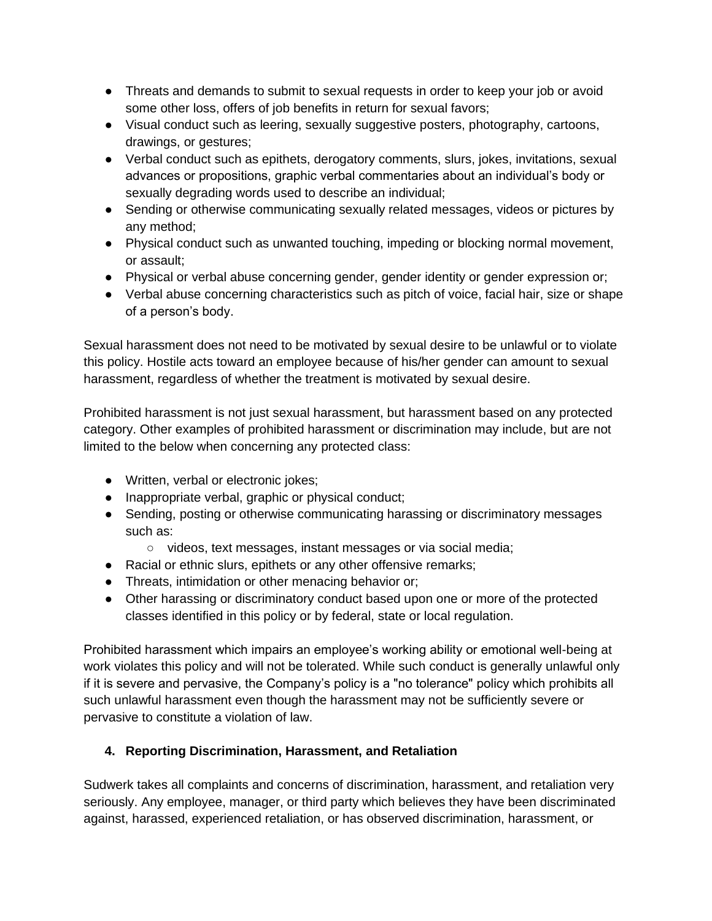- Threats and demands to submit to sexual requests in order to keep your job or avoid some other loss, offers of job benefits in return for sexual favors;
- Visual conduct such as leering, sexually suggestive posters, photography, cartoons, drawings, or gestures;
- Verbal conduct such as epithets, derogatory comments, slurs, jokes, invitations, sexual advances or propositions, graphic verbal commentaries about an individual's body or sexually degrading words used to describe an individual;
- Sending or otherwise communicating sexually related messages, videos or pictures by any method;
- Physical conduct such as unwanted touching, impeding or blocking normal movement, or assault;
- Physical or verbal abuse concerning gender, gender identity or gender expression or;
- Verbal abuse concerning characteristics such as pitch of voice, facial hair, size or shape of a person's body.

Sexual harassment does not need to be motivated by sexual desire to be unlawful or to violate this policy. Hostile acts toward an employee because of his/her gender can amount to sexual harassment, regardless of whether the treatment is motivated by sexual desire.

Prohibited harassment is not just sexual harassment, but harassment based on any protected category. Other examples of prohibited harassment or discrimination may include, but are not limited to the below when concerning any protected class:

- Written, verbal or electronic jokes;
- Inappropriate verbal, graphic or physical conduct;
- Sending, posting or otherwise communicating harassing or discriminatory messages such as:
    - videos, text messages, instant messages or via social media;
- Racial or ethnic slurs, epithets or any other offensive remarks;
- Threats, intimidation or other menacing behavior or;
- Other harassing or discriminatory conduct based upon one or more of the protected classes identified in this policy or by federal, state or local regulation.

Prohibited harassment which impairs an employee's working ability or emotional well-being at work violates this policy and will not be tolerated. While such conduct is generally unlawful only if it is severe and pervasive, the Company's policy is a "no tolerance" policy which prohibits all such unlawful harassment even though the harassment may not be sufficiently severe or pervasive to constitute a violation of law.

### 4. Reporting Discrimination, Harassment, and Retaliation

Sudwerk takes all complaints and concerns of discrimination, harassment, and retaliation very seriously. Any employee, manager, or third party which believes they have been discriminated against, harassed, experienced retaliation, or has observed discrimination, harassment, or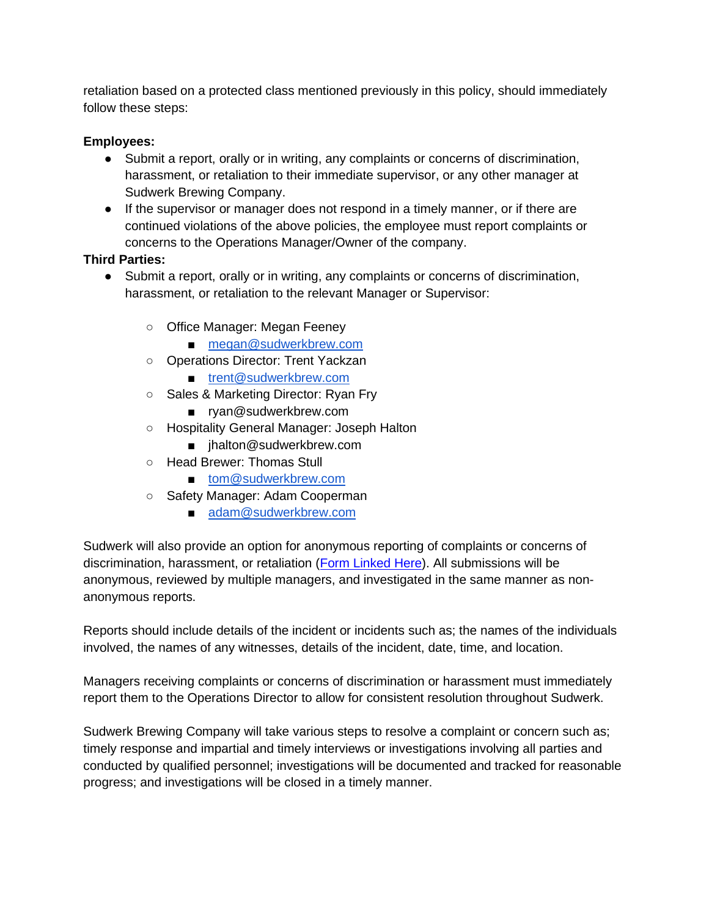retaliation based on a protected class mentioned previously in this policy, should immediately follow these steps:

**Employees:**

- Submit a report, orally or in writing, any complaints or concerns of discrimination, harassment, or retaliation to their immediate supervisor, or any other manager at Sudwerk Brewing Company.
- If the supervisor or manager does not respond in a timely manner, or if there are continued violations of the above policies, the employee must report complaints or concerns to the Operations Manager/Owner of the company.

**Third Parties:**

- Submit a report, orally or in writing, any complaints or concerns of discrimination, harassment, or retaliation to the relevant Manager or Supervisor:
  - Office Manager: Megan Feeney
    - megan@sudwerkbrew.com
  - Operations Director: Trent Yackzan
    - trent@sudwerkbrew.com
  - Sales & Marketing Director: Ryan Fry
    - ryan@sudwerkbrew.com
  - Hospitality General Manager: Joseph Halton
    - jhalton@sudwerkbrew.com
  - Head Brewer: Thomas Stull
    - tom@sudwerkbrew.com
  - Safety Manager: Adam Cooperman
    - adam@sudwerkbrew.com

Sudwerk will also provide an option for anonymous reporting of complaints or concerns of discrimination, harassment, or retaliation (Form Linked Here). All submissions will be anonymous, reviewed by multiple managers, and investigated in the same manner as non-anonymous reports.

Reports should include details of the incident or incidents such as; the names of the individuals involved, the names of any witnesses, details of the incident, date, time, and location.

Managers receiving complaints or concerns of discrimination or harassment must immediately report them to the Operations Director to allow for consistent resolution throughout Sudwerk.

Sudwerk Brewing Company will take various steps to resolve a complaint or concern such as; timely response and impartial and timely interviews or investigations involving all parties and conducted by qualified personnel; investigations will be documented and tracked for reasonable progress; and investigations will be closed in a timely manner.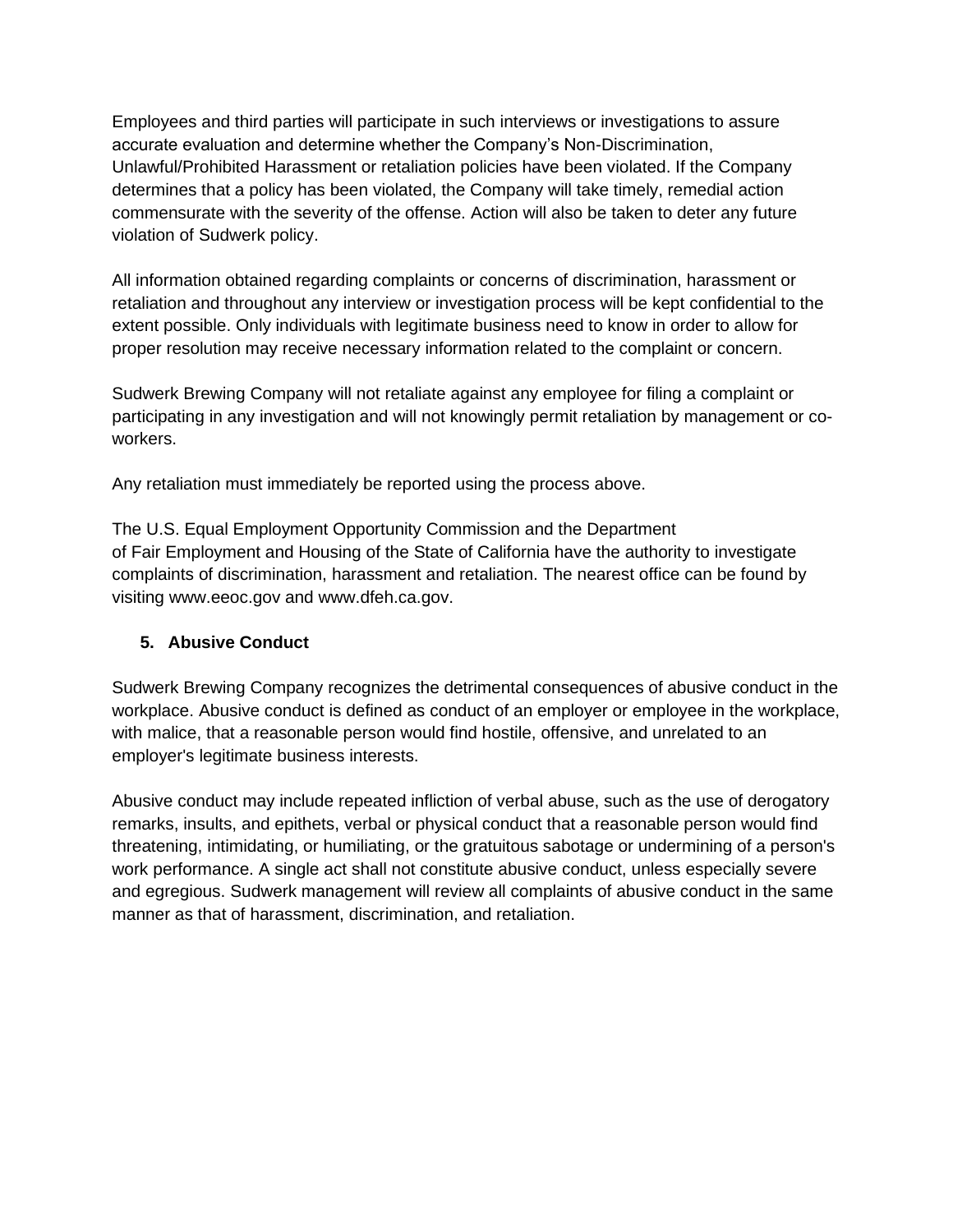Employees and third parties will participate in such interviews or investigations to assure accurate evaluation and determine whether the Company's Non-Discrimination, Unlawful/Prohibited Harassment or retaliation policies have been violated. If the Company determines that a policy has been violated, the Company will take timely, remedial action commensurate with the severity of the offense. Action will also be taken to deter any future violation of Sudwerk policy.

All information obtained regarding complaints or concerns of discrimination, harassment or retaliation and throughout any interview or investigation process will be kept confidential to the extent possible. Only individuals with legitimate business need to know in order to allow for proper resolution may receive necessary information related to the complaint or concern.

Sudwerk Brewing Company will not retaliate against any employee for filing a complaint or participating in any investigation and will not knowingly permit retaliation by management or co-workers.

Any retaliation must immediately be reported using the process above.

The U.S. Equal Employment Opportunity Commission and the Department of Fair Employment and Housing of the State of California have the authority to investigate complaints of discrimination, harassment and retaliation. The nearest office can be found by visiting www.eeoc.gov and www.dfeh.ca.gov.

### 5. Abusive Conduct

Sudwerk Brewing Company recognizes the detrimental consequences of abusive conduct in the workplace. Abusive conduct is defined as conduct of an employer or employee in the workplace, with malice, that a reasonable person would find hostile, offensive, and unrelated to an employer's legitimate business interests.

Abusive conduct may include repeated infliction of verbal abuse, such as the use of derogatory remarks, insults, and epithets, verbal or physical conduct that a reasonable person would find threatening, intimidating, or humiliating, or the gratuitous sabotage or undermining of a person's work performance. A single act shall not constitute abusive conduct, unless especially severe and egregious. Sudwerk management will review all complaints of abusive conduct in the same manner as that of harassment, discrimination, and retaliation.